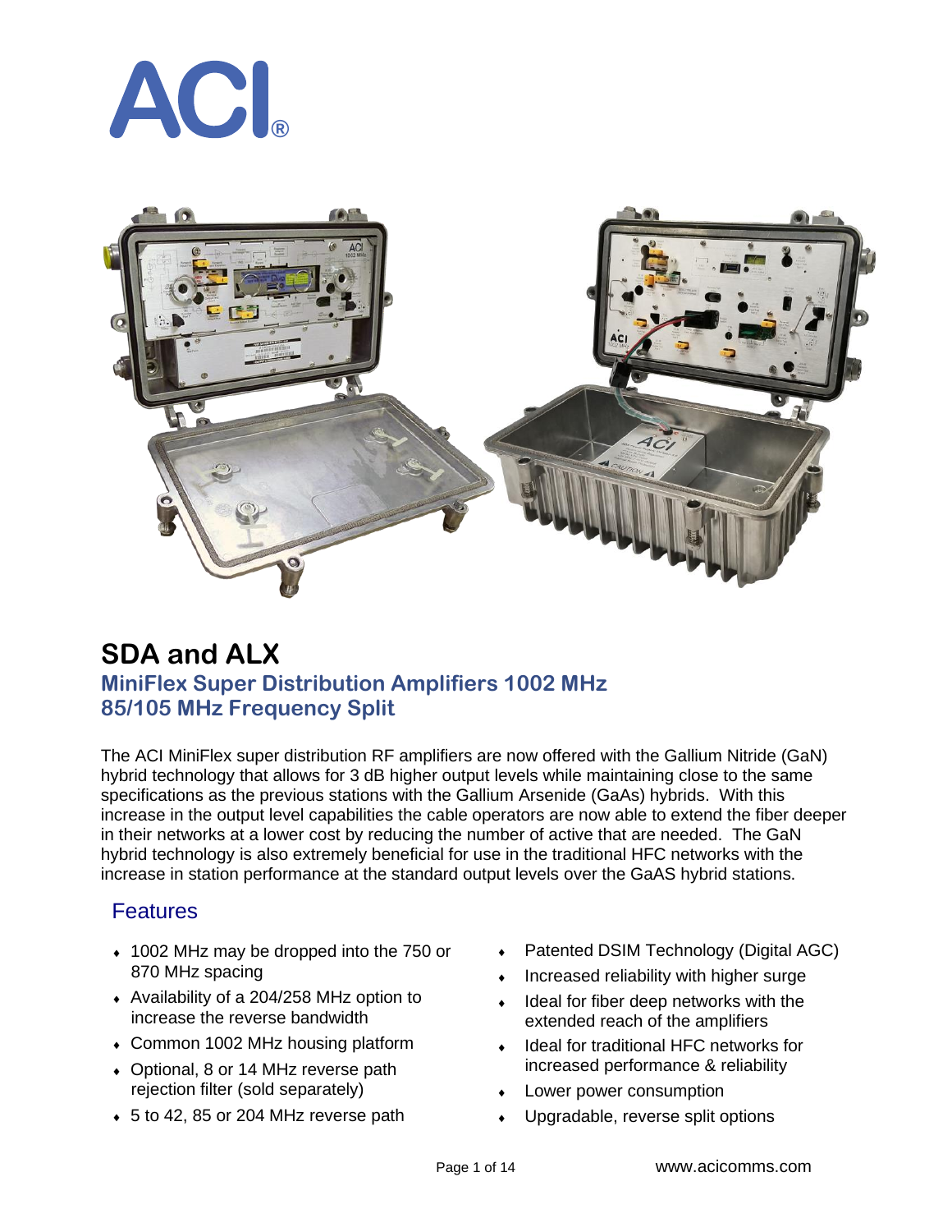ACI®

# SDA and ALX

## MiniFlex Super Distribution Amplifiers 1002 MHz
## 85/105 MHz Frequency Split

The ACI MiniFlex super distribution RF amplifiers are now offered with the Gallium Nitride (GaN) hybrid technology that allows for 3 dB higher output levels while maintaining close to the same specifications as the previous stations with the Gallium Arsenide (GaAs) hybrids. With this increase in the output level capabilities the cable operators are now able to extend the fiber deeper in their networks at a lower cost by reducing the number of active that are needed. The GaN hybrid technology is also extremely beneficial for use in the traditional HFC networks with the increase in station performance at the standard output levels over the GaAS hybrid stations.

### Features

- 1002 MHz may be dropped into the 750 or 870 MHz spacing
- Availability of a 204/258 MHz option to increase the reverse bandwidth
- Common 1002 MHz housing platform
- Optional, 8 or 14 MHz reverse path rejection filter (sold separately)
- 5 to 42, 85 or 204 MHz reverse path
- Patented DSIM Technology (Digital AGC)
- Increased reliability with higher surge
- Ideal for fiber deep networks with the extended reach of the amplifiers
- Ideal for traditional HFC networks for increased performance & reliability
- Lower power consumption
- Upgradable, reverse split options

www.acicomms.com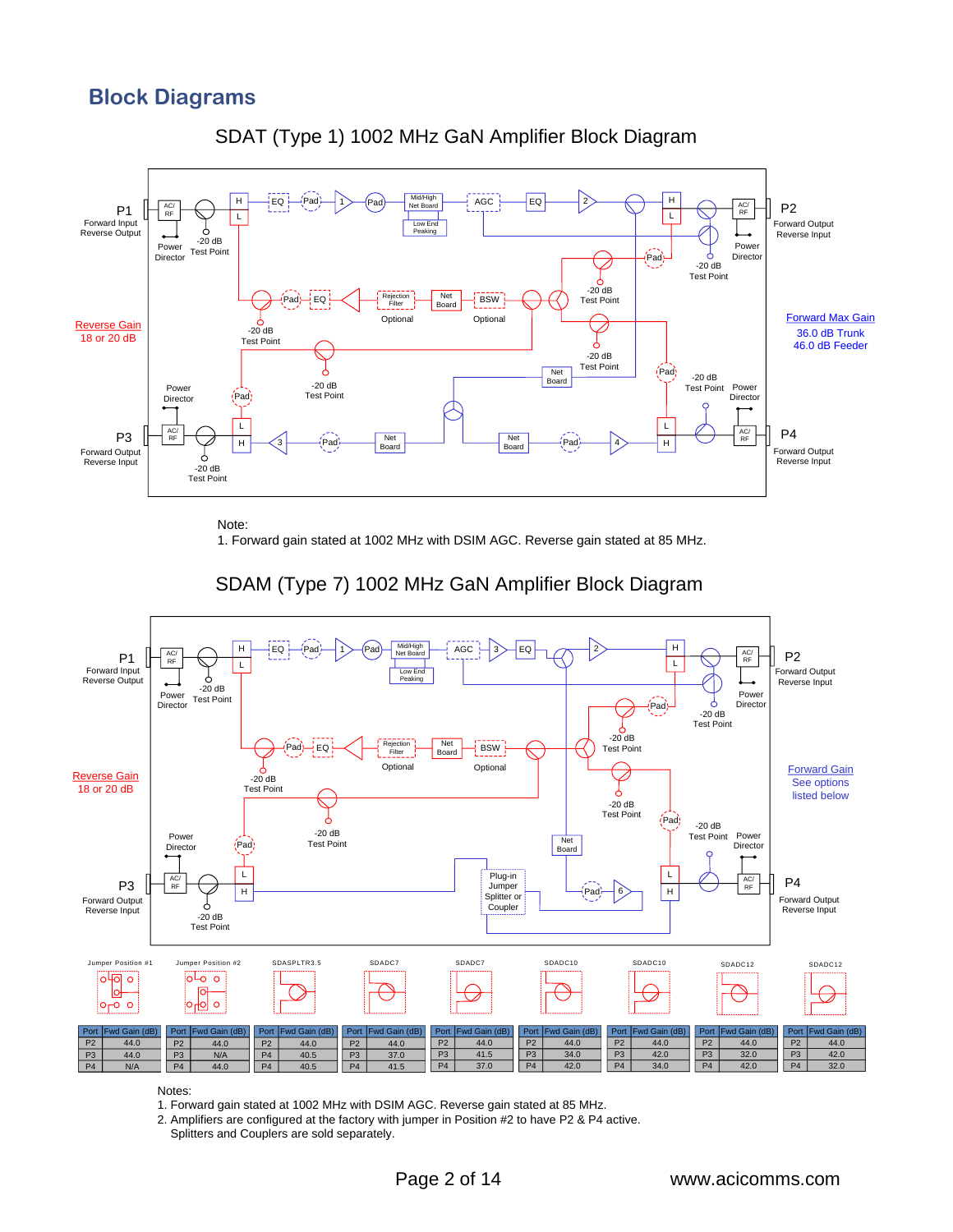## Block Diagrams

### SDAT (Type 1) 1002 MHz GaN Amplifier Block Diagram

P1 Forward Input Reverse Output

P2 Forward Output Reverse Input

P3 Forward Output Reverse Input

P4 Forward Output Reverse Input

Reverse Gain 18 or 20 dB

Forward Max Gain
36.0 dB Trunk
46.0 dB Feeder

Note:
1. Forward gain stated at 1002 MHz with DSIM AGC. Reverse gain stated at 85 MHz.

### SDAM (Type 7) 1002 MHz GaN Amplifier Block Diagram

P1 Forward Input Reverse Output

P2 Forward Output Reverse Input

P3 Forward Output Reverse Input

P4 Forward Output Reverse Input

Reverse Gain 18 or 20 dB

Forward Gain
See options listed below

**Jumper Position #1**

| Port | Fwd Gain (dB) |
|---|---|
| P2 | 44.0 |
| P3 | 44.0 |
| P4 | N/A |

**Jumper Position #2**

| Port | Fwd Gain (dB) |
|---|---|
| P2 | 44.0 |
| P3 | N/A |
| P4 | 44.0 |

**SDASPLTR3.5**

| Port | Fwd Gain (dB) |
|---|---|
| P2 | 40.5 |
| P4 | 40.5 |

**SDADC7**

| Port | Fwd Gain (dB) |
|---|---|
| P2 | 44.0 |
| P3 | 37.0 |
| P4 | 41.5 |

**SDADC7**

| Port | Fwd Gain (dB) |
|---|---|
| P2 | 44.0 |
| P3 | 41.5 |
| P4 | 37.0 |

**SDADC10**

| Port | Fwd Gain (dB) |
|---|---|
| P2 | 44.0 |
| P3 | 34.0 |
| P4 | 42.0 |

**SDADC10**

| Port | Fwd Gain (dB) |
|---|---|
| P2 | 44.0 |
| P3 | 42.0 |
| P4 | 34.0 |

**SDADC12**

| Port | Fwd Gain (dB) |
|---|---|
| P2 | 44.0 |
| P3 | 32.0 |
| P4 | 42.0 |

**SDADC12**

| Port | Fwd Gain (dB) |
|---|---|
| P2 | 44.0 |
| P3 | 42.0 |
| P4 | 32.0 |

Notes:
1. Forward gain stated at 1002 MHz with DSIM AGC. Reverse gain stated at 85 MHz.
2. Amplifiers are configured at the factory with jumper in Position #2 to have P2 & P4 active. Splitters and Couplers are sold separately.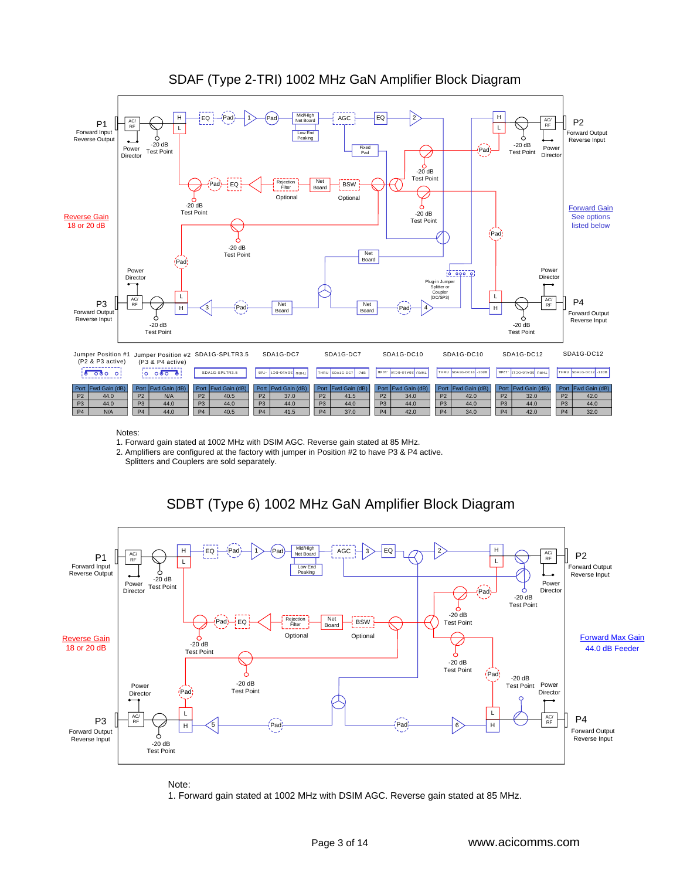# SDAF (Type 2-TRI) 1002 MHz GaN Amplifier Block Diagram

P1 Forward Input Reverse Output

P2 Forward Output Reverse Input

P3 Forward Output Reverse Input

P4 Forward Output Reverse Input

Reverse Gain 18 or 20 dB

Forward Gain See options listed below

| Jumper Position #1 (P2 & P3 active) | Jumper Position #2 (P3 & P4 active) | SDA1G-SPLTR3.5 | SDA1G-DC7 | SDA1G-DC7 | SDA1G-DC10 | SDA1G-DC10 | SDA1G-DC12 | SDA1G-DC12 |
|---|---|---|---|---|---|---|---|---|

**Jumper Position #1 (P2 & P3 active)**

| Port | Fwd Gain (dB) |
|---|---|
| P2 | 44.0 |
| P3 | 44.0 |
| P4 | N/A |

**Jumper Position #2 (P3 & P4 active)**

| Port | Fwd Gain (dB) |
|---|---|
| P2 | N/A |
| P3 | 44.0 |
| P4 | 44.0 |

**SDA1G-SPLTR3.5**

| Port | Fwd Gain (dB) |
|---|---|
| P2 | 40.5 |
| P3 | 44.0 |
| P4 | 40.5 |

**SDA1G-DC7**

| Port | Fwd Gain (dB) |
|---|---|
| P2 | 37.0 |
| P3 | 44.0 |
| P4 | 41.5 |

**SDA1G-DC7**

| Port | Fwd Gain (dB) |
|---|---|
| P2 | 41.5 |
| P3 | 44.0 |
| P4 | 37.0 |

**SDA1G-DC10**

| Port | Fwd Gain (dB) |
|---|---|
| P2 | 34.0 |
| P3 | 44.0 |
| P4 | 42.0 |

**SDA1G-DC10**

| Port | Fwd Gain (dB) |
|---|---|
| P2 | 42.0 |
| P3 | 44.0 |
| P4 | 34.0 |

**SDA1G-DC12**

| Port | Fwd Gain (dB) |
|---|---|
| P2 | 32.0 |
| P3 | 44.0 |
| P4 | 42.0 |

**SDA1G-DC12**

| Port | Fwd Gain (dB) |
|---|---|
| P2 | 42.0 |
| P3 | 44.0 |
| P4 | 32.0 |

Notes:

1. Forward gain stated at 1002 MHz with DSIM AGC. Reverse gain stated at 85 MHz.
2. Amplifiers are configured at the factory with jumper in Position #2 to have P3 & P4 active. Splitters and Couplers are sold separately.

# SDBT (Type 6) 1002 MHz GaN Amplifier Block Diagram

P1 Forward Input Reverse Output

P2 Forward Output Reverse Input

P3 Forward Output Reverse Input

P4 Forward Output Reverse Input

Reverse Gain 18 or 20 dB

Forward Max Gain 44.0 dB Feeder

Note:

1. Forward gain stated at 1002 MHz with DSIM AGC. Reverse gain stated at 85 MHz.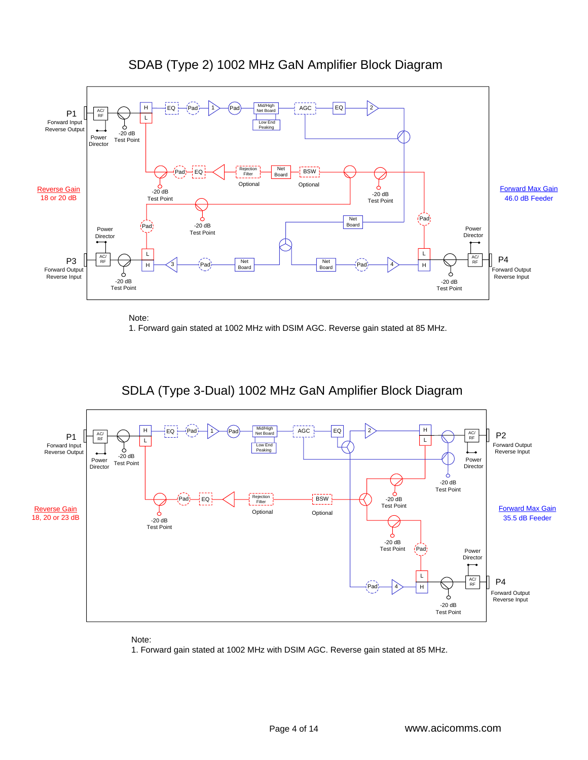# SDAB (Type 2) 1002 MHz GaN Amplifier Block Diagram

P1
Forward Input
Reverse Output

AC/RF

Power Director

-20 dB Test Point

H
L

EQ — Pad — 1 — Pad — Mid/High Net Board — Low End Peaking — AGC — EQ — 2

Pad — EQ — Rejection Filter — Net Board — BSW

Optional

Optional

-20 dB Test Point

-20 dB Test Point

-20 dB Test Point

Pad

Pad

Net Board

**Reverse Gain**
18 or 20 dB

**Forward Max Gain**
46.0 dB Feeder

Power Director

Power Director

P3
Forward Output
Reverse Input

AC/RF

L
H

3 — Pad — Net Board — Net Board — Pad — 4

L
H

AC/RF

P4
Forward Output
Reverse Input

-20 dB Test Point

-20 dB Test Point

Note:
1. Forward gain stated at 1002 MHz with DSIM AGC. Reverse gain stated at 85 MHz.

# SDLA (Type 3-Dual) 1002 MHz GaN Amplifier Block Diagram

P1
Forward Input
Reverse Output

AC/RF

Power Director

-20 dB Test Point

H
L

EQ — Pad — 1 — Pad — Mid/High Net Board — Low End Peaking — AGC — EQ — 2

H
L

AC/RF

P2
Forward Output
Reverse Input

Power Director

-20 dB Test Point

Pad — EQ — Rejection Filter — BSW

Optional

Optional

-20 dB Test Point

-20 dB Test Point

-20 dB Test Point

Pad

**Reverse Gain**
18, 20 or 23 dB

**Forward Max Gain**
35.5 dB Feeder

Power Director

Pad — 4

L
H

AC/RF

P4
Forward Output
Reverse Input

-20 dB Test Point

Note:
1. Forward gain stated at 1002 MHz with DSIM AGC. Reverse gain stated at 85 MHz.

www.acicomms.com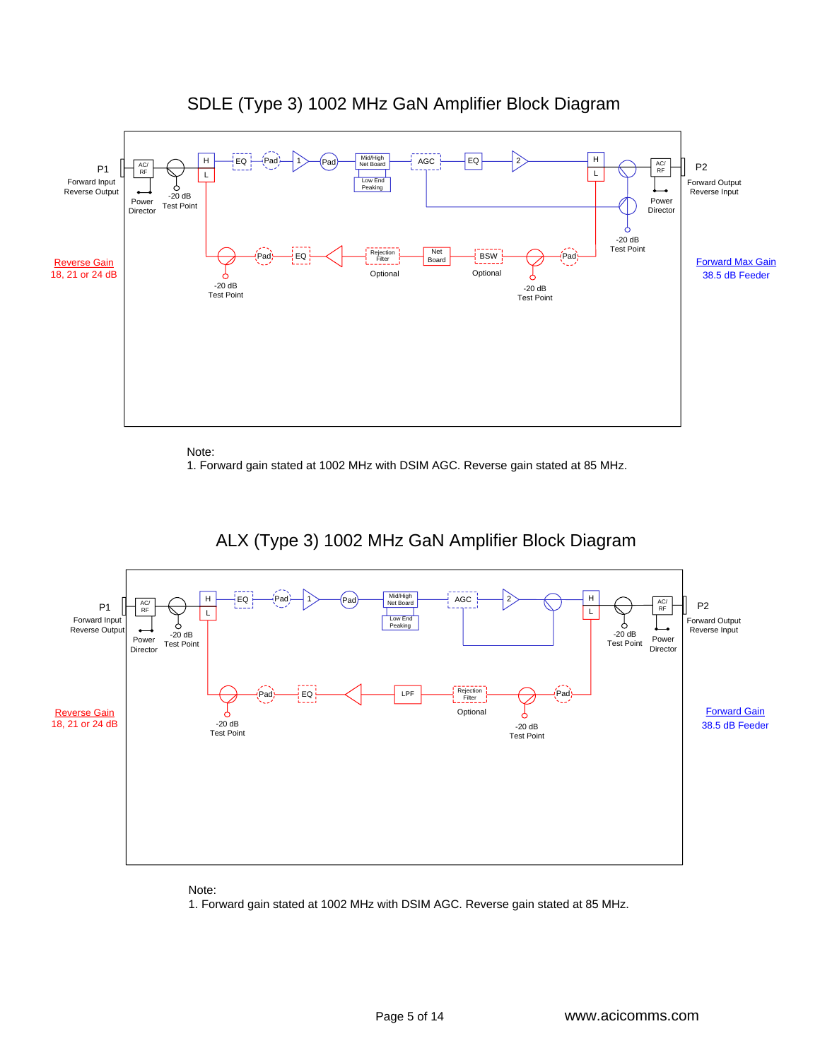## SDLE (Type 3) 1002 MHz GaN Amplifier Block Diagram

P1
Forward Input
Reverse Output

AC/ RF

Power Director

-20 dB Test Point

H
L

EQ — Pad — 1 — Pad — Mid/High Net Board — Low End Peaking — AGC — EQ — 2

H
L

AC/ RF

P2
Forward Output
Reverse Input

Power Director

-20 dB Test Point

Pad — EQ — Rejection Filter — Net Board — BSW — Pad

Optional

Optional

-20 dB Test Point

-20 dB Test Point

Reverse Gain
18, 21 or 24 dB

Forward Max Gain
38.5 dB Feeder

Note:
1. Forward gain stated at 1002 MHz with DSIM AGC. Reverse gain stated at 85 MHz.

## ALX (Type 3) 1002 MHz GaN Amplifier Block Diagram

P1
Forward Input
Reverse Output

AC/ RF

Power Director

-20 dB Test Point

H
L

EQ — Pad — 1 — Pad — Mid/High Net Board — Low End Peaking — AGC — 2

H
L

-20 dB Test Point

AC/ RF

P2
Forward Output
Reverse Input

Power Director

Pad — EQ — LPF — Rejection Filter — Pad

Optional

-20 dB Test Point

-20 dB Test Point

Reverse Gain
18, 21 or 24 dB

Forward Gain
38.5 dB Feeder

Note:
1. Forward gain stated at 1002 MHz with DSIM AGC. Reverse gain stated at 85 MHz.

www.acicomms.com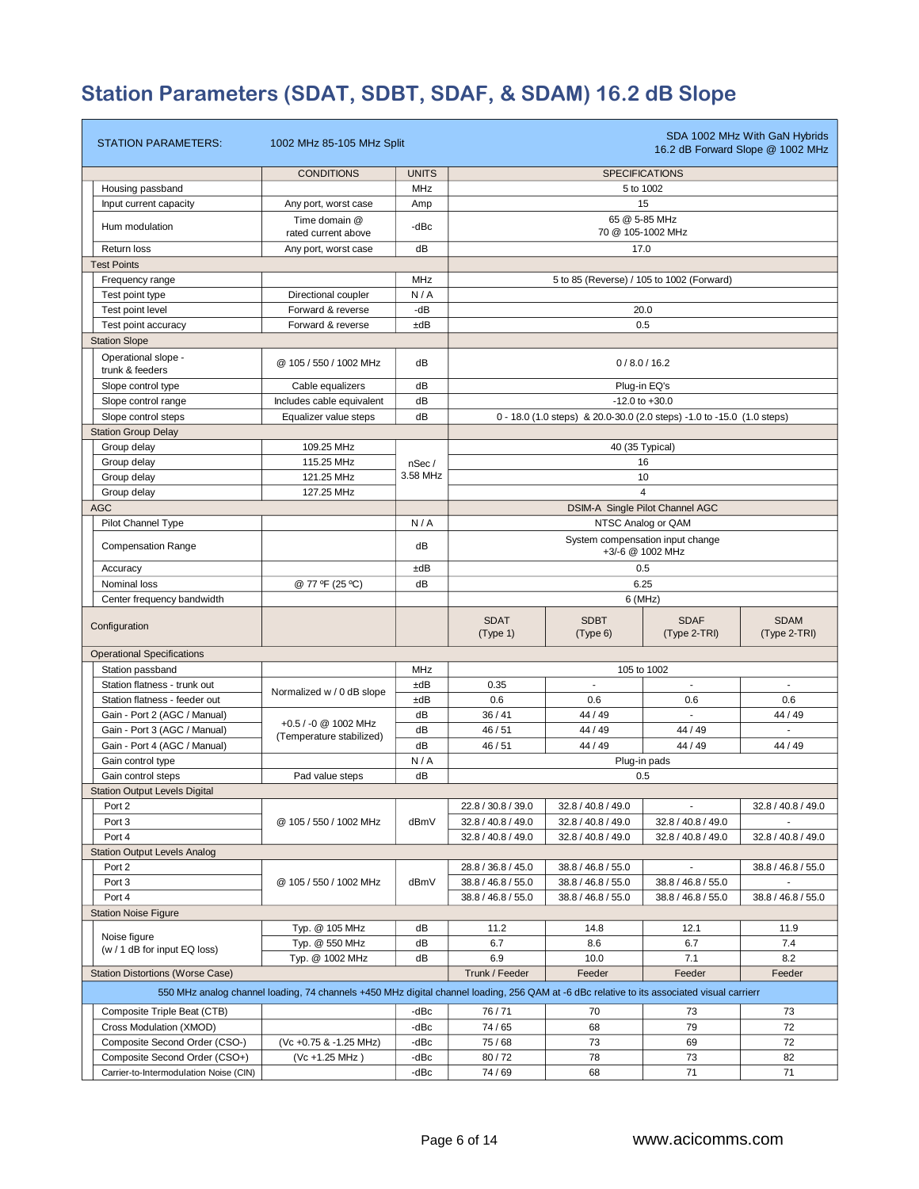# Station Parameters (SDAT, SDBT, SDAF, & SDAM) 16.2 dB Slope

| STATION PARAMETERS: | 1002 MHz 85-105 MHz Split | | SDA 1002 MHz With GaN Hybrids 16.2 dB Forward Slope @ 1002 MHz | | | |
|---|---|---|---|---|---|---|
| | CONDITIONS | UNITS | SPECIFICATIONS | | | |
| Housing passband | | MHz | 5 to 1002 | | | |
| Input current capacity | Any port, worst case | Amp | 15 | | | |
| Hum modulation | Time domain @ rated current above | -dBc | 65 @ 5-85 MHz 70 @ 105-1002 MHz | | | |
| Return loss | Any port, worst case | dB | 17.0 | | | |
| Test Points | | | | | | |
| Frequency range | | MHz | 5 to 85 (Reverse) / 105 to 1002 (Forward) | | | |
| Test point type | Directional coupler | N / A | | | | |
| Test point level | Forward & reverse | -dB | 20.0 | | | |
| Test point accuracy | Forward & reverse | ±dB | 0.5 | | | |
| Station Slope | | | | | | |
| Operational slope - trunk & feeders | @ 105 / 550 / 1002 MHz | dB | 0 / 8.0 / 16.2 | | | |
| Slope control type | Cable equalizers | dB | Plug-in EQ's | | | |
| Slope control range | Includes cable equivalent | dB | -12.0 to +30.0 | | | |
| Slope control steps | Equalizer value steps | dB | 0 - 18.0 (1.0 steps) & 20.0-30.0 (2.0 steps) -1.0 to -15.0 (1.0 steps) | | | |
| Station Group Delay | | | | | | |
| Group delay | 109.25 MHz | nSec / 3.58 MHz | 40 (35 Typical) | | | |
| Group delay | 115.25 MHz | | 16 | | | |
| Group delay | 121.25 MHz | | 10 | | | |
| Group delay | 127.25 MHz | | 4 | | | |
| AGC | | | DSIM-A Single Pilot Channel AGC | | | |
| Pilot Channel Type | | N / A | NTSC Analog or QAM | | | |
| Compensation Range | | dB | System compensation input change +3/-6 @ 1002 MHz | | | |
| Accuracy | | ±dB | 0.5 | | | |
| Nominal loss | @ 77 ºF (25 ºC) | dB | 6.25 | | | |
| Center frequency bandwidth | | | 6 (MHz) | | | |
| Configuration | | | SDAT (Type 1) | SDBT (Type 6) | SDAF (Type 2-TRI) | SDAM (Type 2-TRI) |
| Operational Specifications | | | | | | |
| Station passband | | MHz | 105 to 1002 | | | |
| Station flatness - trunk out | Normalized w / 0 dB slope | ±dB | 0.35 | - | - | - |
| Station flatness - feeder out | | ±dB | 0.6 | 0.6 | 0.6 | 0.6 |
| Gain - Port 2 (AGC / Manual) | +0.5 / -0 @ 1002 MHz (Temperature stabilized) | dB | 36 / 41 | 44 / 49 | - | 44 / 49 |
| Gain - Port 3 (AGC / Manual) | | dB | 46 / 51 | 44 / 49 | 44 / 49 | - |
| Gain - Port 4 (AGC / Manual) | | dB | 46 / 51 | 44 / 49 | 44 / 49 | 44 / 49 |
| Gain control type | | N / A | Plug-in pads | | | |
| Gain control steps | Pad value steps | dB | 0.5 | | | |
| Station Output Levels Digital | | | | | | |
| Port 2 | @ 105 / 550 / 1002 MHz | dBmV | 22.8 / 30.8 / 39.0 | 32.8 / 40.8 / 49.0 | - | 32.8 / 40.8 / 49.0 |
| Port 3 | | | 32.8 / 40.8 / 49.0 | 32.8 / 40.8 / 49.0 | 32.8 / 40.8 / 49.0 | - |
| Port 4 | | | 32.8 / 40.8 / 49.0 | 32.8 / 40.8 / 49.0 | 32.8 / 40.8 / 49.0 | 32.8 / 40.8 / 49.0 |
| Station Output Levels Analog | | | | | | |
| Port 2 | @ 105 / 550 / 1002 MHz | dBmV | 28.8 / 36.8 / 45.0 | 38.8 / 46.8 / 55.0 | - | 38.8 / 46.8 / 55.0 |
| Port 3 | | | 38.8 / 46.8 / 55.0 | 38.8 / 46.8 / 55.0 | 38.8 / 46.8 / 55.0 | - |
| Port 4 | | | 38.8 / 46.8 / 55.0 | 38.8 / 46.8 / 55.0 | 38.8 / 46.8 / 55.0 | 38.8 / 46.8 / 55.0 |
| Station Noise Figure | | | | | | |
| Noise figure (w / 1 dB for input EQ loss) | Typ. @ 105 MHz | dB | 11.2 | 14.8 | 12.1 | 11.9 |
| | Typ. @ 550 MHz | dB | 6.7 | 8.6 | 6.7 | 7.4 |
| | Typ. @ 1002 MHz | dB | 6.9 | 10.0 | 7.1 | 8.2 |
| Station Distortions (Worse Case) | | | Trunk / Feeder | Feeder | Feeder | Feeder |
| 550 MHz analog channel loading, 74 channels +450 MHz digital channel loading, 256 QAM at -6 dBc relative to its associated visual carrierr | | | | | | |
| Composite Triple Beat (CTB) | | -dBc | 76 / 71 | 70 | 73 | 73 |
| Cross Modulation (XMOD) | | -dBc | 74 / 65 | 68 | 79 | 72 |
| Composite Second Order (CSO-) | (Vc +0.75 & -1.25 MHz) | -dBc | 75 / 68 | 73 | 69 | 72 |
| Composite Second Order (CSO+) | (Vc +1.25 MHz ) | -dBc | 80 / 72 | 78 | 73 | 82 |
| Carrier-to-Intermodulation Noise (CIN) | | -dBc | 74 / 69 | 68 | 71 | 71 |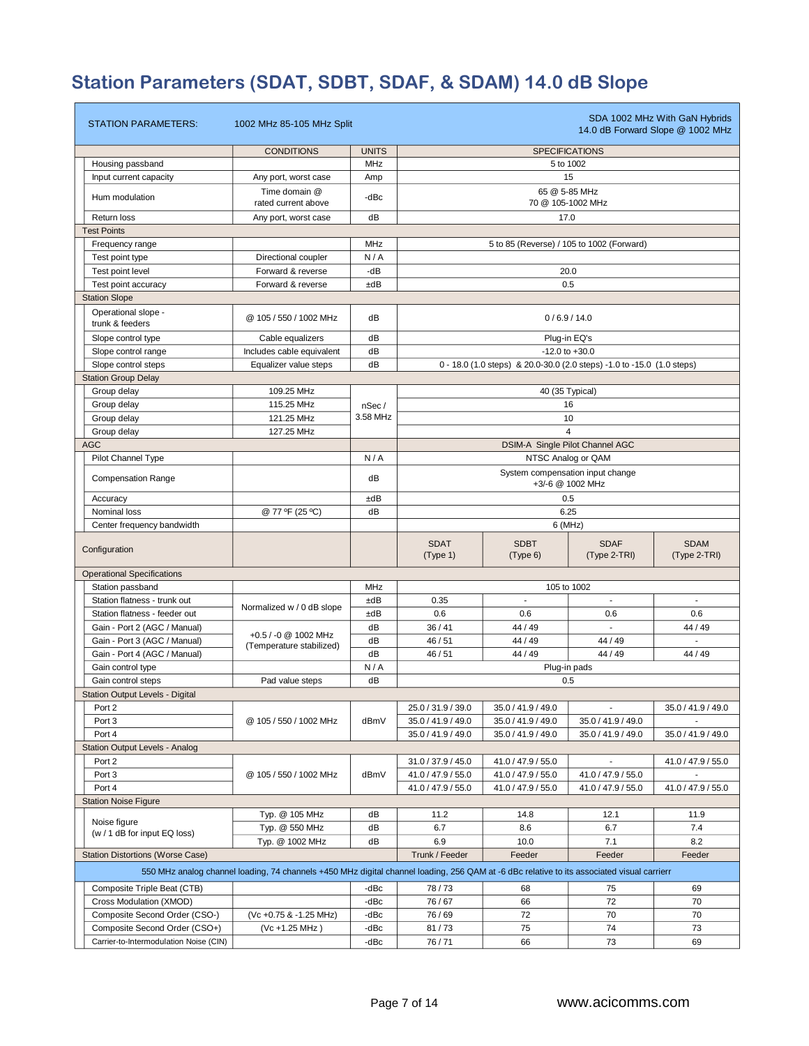# Station Parameters (SDAT, SDBT, SDAF, & SDAM) 14.0 dB Slope

| STATION PARAMETERS: | 1002 MHz 85-105 MHz Split | | SDA 1002 MHz With GaN Hybrids 14.0 dB Forward Slope @ 1002 MHz | | | |
|---|---|---|---|---|---|---|
| | CONDITIONS | UNITS | SPECIFICATIONS | | | |
| Housing passband | | MHz | 5 to 1002 | | | |
| Input current capacity | Any port, worst case | Amp | 15 | | | |
| Hum modulation | Time domain @ rated current above | -dBc | 65 @ 5-85 MHz<br>70 @ 105-1002 MHz | | | |
| Return loss | Any port, worst case | dB | 17.0 | | | |
| **Test Points** | | | | | | |
| Frequency range | | MHz | 5 to 85 (Reverse) / 105 to 1002 (Forward) | | | |
| Test point type | Directional coupler | N / A | | | | |
| Test point level | Forward & reverse | -dB | 20.0 | | | |
| Test point accuracy | Forward & reverse | ±dB | 0.5 | | | |
| **Station Slope** | | | | | | |
| Operational slope - trunk & feeders | @ 105 / 550 / 1002 MHz | dB | 0 / 6.9 / 14.0 | | | |
| Slope control type | Cable equalizers | dB | Plug-in EQ's | | | |
| Slope control range | Includes cable equivalent | dB | -12.0 to +30.0 | | | |
| Slope control steps | Equalizer value steps | dB | 0 - 18.0 (1.0 steps) & 20.0-30.0 (2.0 steps) -1.0 to -15.0 (1.0 steps) | | | |
| **Station Group Delay** | | | | | | |
| Group delay | 109.25 MHz | nSec / 3.58 MHz | 40 (35 Typical) | | | |
| Group delay | 115.25 MHz | | 16 | | | |
| Group delay | 121.25 MHz | | 10 | | | |
| Group delay | 127.25 MHz | | 4 | | | |
| **AGC** | | | DSIM-A Single Pilot Channel AGC | | | |
| Pilot Channel Type | | N / A | NTSC Analog or QAM | | | |
| Compensation Range | | dB | System compensation input change +3/-6 @ 1002 MHz | | | |
| Accuracy | | ±dB | 0.5 | | | |
| Nominal loss | @ 77 ºF (25 ºC) | dB | 6.25 | | | |
| Center frequency bandwidth | | | 6 (MHz) | | | |
| **Configuration** | | | SDAT (Type 1) | SDBT (Type 6) | SDAF (Type 2-TRI) | SDAM (Type 2-TRI) |
| **Operational Specifications** | | | | | | |
| Station passband | | MHz | 105 to 1002 | | | |
| Station flatness - trunk out | Normalized w / 0 dB slope | ±dB | 0.35 | - | - | - |
| Station flatness - feeder out | | ±dB | 0.6 | 0.6 | 0.6 | 0.6 |
| Gain - Port 2 (AGC / Manual) | +0.5 / -0 @ 1002 MHz (Temperature stabilized) | dB | 36 / 41 | 44 / 49 | - | 44 / 49 |
| Gain - Port 3 (AGC / Manual) | | dB | 46 / 51 | 44 / 49 | 44 / 49 | - |
| Gain - Port 4 (AGC / Manual) | | dB | 46 / 51 | 44 / 49 | 44 / 49 | 44 / 49 |
| Gain control type | | N / A | Plug-in pads | | | |
| Gain control steps | Pad value steps | dB | 0.5 | | | |
| **Station Output Levels - Digital** | | | | | | |
| Port 2 | @ 105 / 550 / 1002 MHz | dBmV | 25.0 / 31.9 / 39.0 | 35.0 / 41.9 / 49.0 | - | 35.0 / 41.9 / 49.0 |
| Port 3 | | | 35.0 / 41.9 / 49.0 | 35.0 / 41.9 / 49.0 | 35.0 / 41.9 / 49.0 | - |
| Port 4 | | | 35.0 / 41.9 / 49.0 | 35.0 / 41.9 / 49.0 | 35.0 / 41.9 / 49.0 | 35.0 / 41.9 / 49.0 |
| **Station Output Levels - Analog** | | | | | | |
| Port 2 | @ 105 / 550 / 1002 MHz | dBmV | 31.0 / 37.9 / 45.0 | 41.0 / 47.9 / 55.0 | - | 41.0 / 47.9 / 55.0 |
| Port 3 | | | 41.0 / 47.9 / 55.0 | 41.0 / 47.9 / 55.0 | 41.0 / 47.9 / 55.0 | - |
| Port 4 | | | 41.0 / 47.9 / 55.0 | 41.0 / 47.9 / 55.0 | 41.0 / 47.9 / 55.0 | 41.0 / 47.9 / 55.0 |
| **Station Noise Figure** | | | | | | |
| Noise figure (w / 1 dB for input EQ loss) | Typ. @ 105 MHz | dB | 11.2 | 14.8 | 12.1 | 11.9 |
| | Typ. @ 550 MHz | dB | 6.7 | 8.6 | 6.7 | 7.4 |
| | Typ. @ 1002 MHz | dB | 6.9 | 10.0 | 7.1 | 8.2 |
| **Station Distortions (Worse Case)** | | | Trunk / Feeder | Feeder | Feeder | Feeder |
| 550 MHz analog channel loading, 74 channels +450 MHz digital channel loading, 256 QAM at -6 dBc relative to its associated visual carrierr | | | | | | |
| Composite Triple Beat (CTB) | | -dBc | 78 / 73 | 68 | 75 | 69 |
| Cross Modulation (XMOD) | | -dBc | 76 / 67 | 66 | 72 | 70 |
| Composite Second Order (CSO-) | (Vc +0.75 & -1.25 MHz) | -dBc | 76 / 69 | 72 | 70 | 70 |
| Composite Second Order (CSO+) | (Vc +1.25 MHz ) | -dBc | 81 / 73 | 75 | 74 | 73 |
| Carrier-to-Intermodulation Noise (CIN) | | -dBc | 76 / 71 | 66 | 73 | 69 |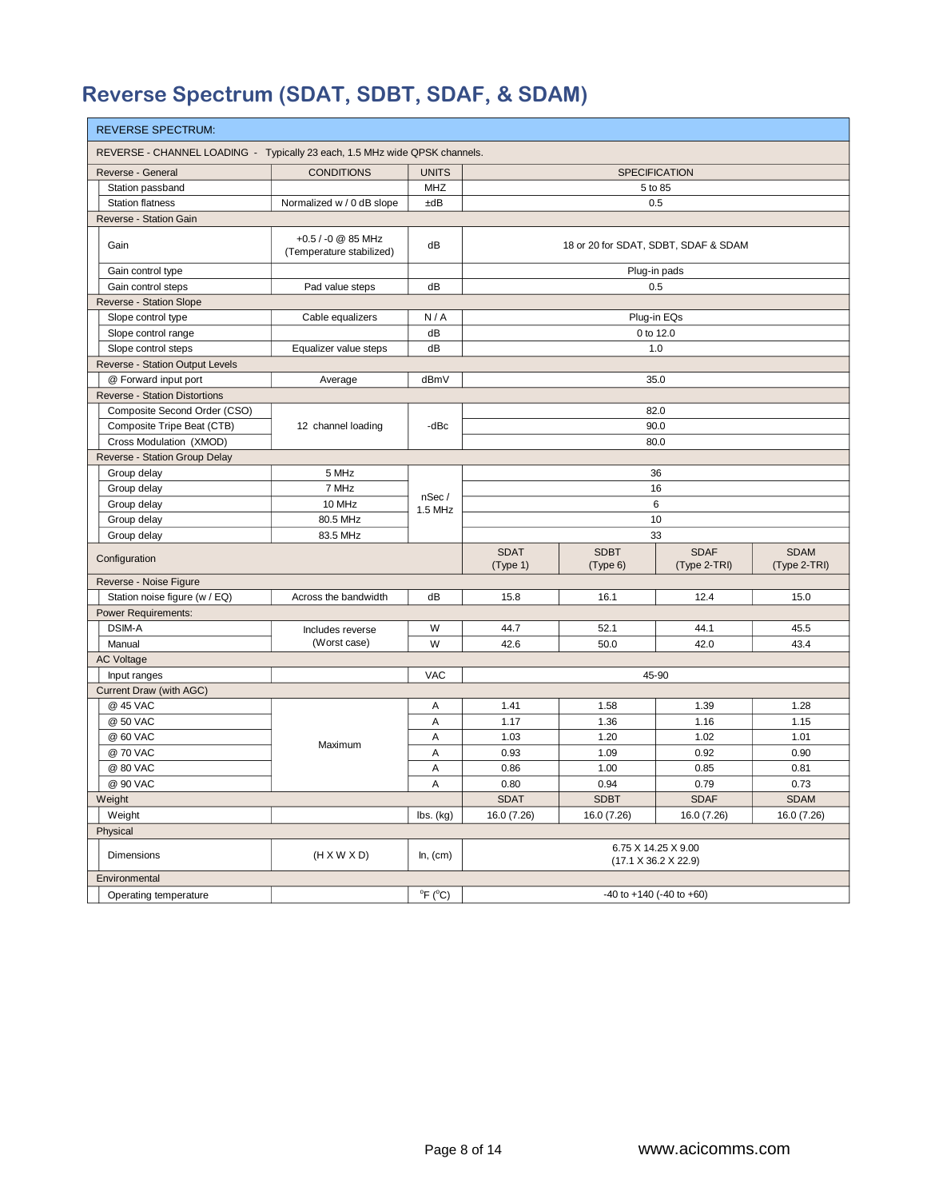# Reverse Spectrum (SDAT, SDBT, SDAF, & SDAM)

| REVERSE SPECTRUM: | | | | | | |
|---|---|---|---|---|---|---|
| REVERSE - CHANNEL LOADING - Typically 23 each, 1.5 MHz wide QPSK channels. | | | | | | |
| Reverse - General | CONDITIONS | UNITS | SPECIFICATION | | | |
| Station passband | | MHZ | 5 to 85 | | | |
| Station flatness | Normalized w / 0 dB slope | ±dB | 0.5 | | | |
| Reverse - Station Gain | | | | | | |
| Gain | +0.5 / -0 @ 85 MHz (Temperature stabilized) | dB | 18 or 20 for SDAT, SDBT, SDAF & SDAM | | | |
| Gain control type | | | Plug-in pads | | | |
| Gain control steps | Pad value steps | dB | 0.5 | | | |
| Reverse - Station Slope | | | | | | |
| Slope control type | Cable equalizers | N / A | Plug-in EQs | | | |
| Slope control range | | dB | 0 to 12.0 | | | |
| Slope control steps | Equalizer value steps | dB | 1.0 | | | |
| Reverse - Station Output Levels | | | | | | |
| @ Forward input port | Average | dBmV | 35.0 | | | |
| Reverse - Station Distortions | | | | | | |
| Composite Second Order (CSO) | 12 channel loading | -dBc | 82.0 | | | |
| Composite Tripe Beat (CTB) | | | 90.0 | | | |
| Cross Modulation (XMOD) | | | 80.0 | | | |
| Reverse - Station Group Delay | | | | | | |
| Group delay | 5 MHz | nSec / 1.5 MHz | 36 | | | |
| Group delay | 7 MHz | | 16 | | | |
| Group delay | 10 MHz | | 6 | | | |
| Group delay | 80.5 MHz | | 10 | | | |
| Group delay | 83.5 MHz | | 33 | | | |
| Configuration | | | SDAT (Type 1) | SDBT (Type 6) | SDAF (Type 2-TRI) | SDAM (Type 2-TRI) |
| Reverse - Noise Figure | | | | | | |
| Station noise figure (w / EQ) | Across the bandwidth | dB | 15.8 | 16.1 | 12.4 | 15.0 |
| Power Requirements: | | | | | | |
| DSIM-A | Includes reverse (Worst case) | W | 44.7 | 52.1 | 44.1 | 45.5 |
| Manual | | W | 42.6 | 50.0 | 42.0 | 43.4 |
| AC Voltage | | | | | | |
| Input ranges | | VAC | 45-90 | | | |
| Current Draw (with AGC) | | | | | | |
| @ 45 VAC | Maximum | A | 1.41 | 1.58 | 1.39 | 1.28 |
| @ 50 VAC | | A | 1.17 | 1.36 | 1.16 | 1.15 |
| @ 60 VAC | | A | 1.03 | 1.20 | 1.02 | 1.01 |
| @ 70 VAC | | A | 0.93 | 1.09 | 0.92 | 0.90 |
| @ 80 VAC | | A | 0.86 | 1.00 | 0.85 | 0.81 |
| @ 90 VAC | | A | 0.80 | 0.94 | 0.79 | 0.73 |
| Weight | | | SDAT | SDBT | SDAF | SDAM |
| Weight | | lbs. (kg) | 16.0 (7.26) | 16.0 (7.26) | 16.0 (7.26) | 16.0 (7.26) |
| Physical | | | | | | |
| Dimensions | (H X W X D) | In, (cm) | 6.75 X 14.25 X 9.00 (17.1 X 36.2 X 22.9) | | | |
| Environmental | | | | | | |
| Operating temperature | | °F (°C) | -40 to +140 (-40 to +60) | | | |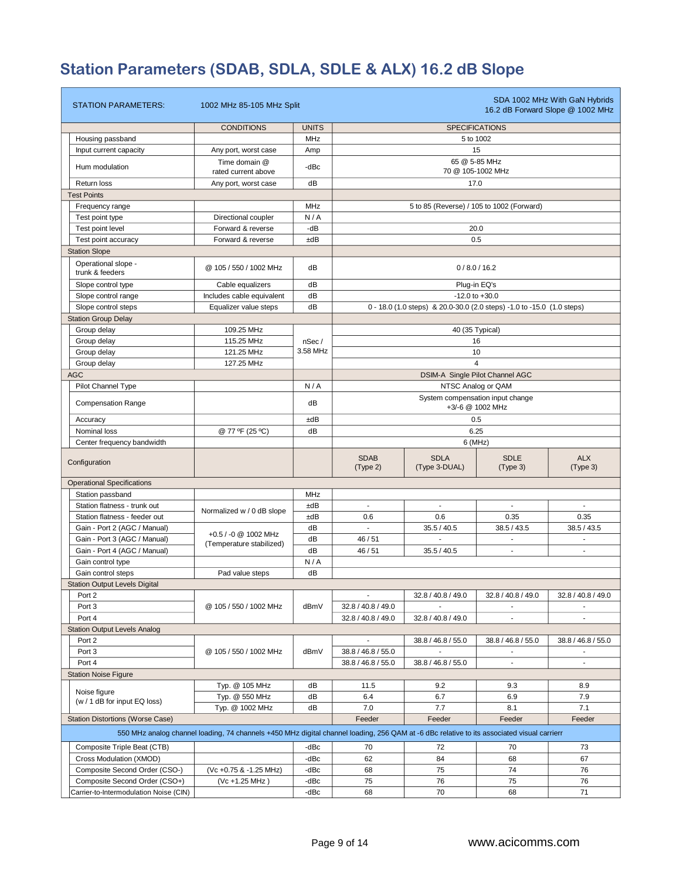# Station Parameters (SDAB, SDLA, SDLE & ALX) 16.2 dB Slope

| STATION PARAMETERS: | 1002 MHz 85-105 MHz Split | | SDA 1002 MHz With GaN Hybrids 16.2 dB Forward Slope @ 1002 MHz | | | |
|---|---|---|---|---|---|---|
| | CONDITIONS | UNITS | SPECIFICATIONS | | | |
| Housing passband | | MHz | 5 to 1002 | | | |
| Input current capacity | Any port, worst case | Amp | 15 | | | |
| Hum modulation | Time domain @ rated current above | -dBc | 65 @ 5-85 MHz 70 @ 105-1002 MHz | | | |
| Return loss | Any port, worst case | dB | 17.0 | | | |
| **Test Points** | | | | | | |
| Frequency range | | MHz | 5 to 85 (Reverse) / 105 to 1002 (Forward) | | | |
| Test point type | Directional coupler | N / A | | | | |
| Test point level | Forward & reverse | -dB | 20.0 | | | |
| Test point accuracy | Forward & reverse | ±dB | 0.5 | | | |
| **Station Slope** | | | | | | |
| Operational slope - trunk & feeders | @ 105 / 550 / 1002 MHz | dB | 0 / 8.0 / 16.2 | | | |
| Slope control type | Cable equalizers | dB | Plug-in EQ's | | | |
| Slope control range | Includes cable equivalent | dB | -12.0 to +30.0 | | | |
| Slope control steps | Equalizer value steps | dB | 0 - 18.0 (1.0 steps) & 20.0-30.0 (2.0 steps) -1.0 to -15.0 (1.0 steps) | | | |
| **Station Group Delay** | | | | | | |
| Group delay | 109.25 MHz | nSec / 3.58 MHz | 40 (35 Typical) | | | |
| Group delay | 115.25 MHz | | 16 | | | |
| Group delay | 121.25 MHz | | 10 | | | |
| Group delay | 127.25 MHz | | 4 | | | |
| **AGC** | | | DSIM-A Single Pilot Channel AGC | | | |
| Pilot Channel Type | | N / A | NTSC Analog or QAM | | | |
| Compensation Range | | dB | System compensation input change +3/-6 @ 1002 MHz | | | |
| Accuracy | | ±dB | 0.5 | | | |
| Nominal loss | @ 77 ºF (25 ºC) | dB | 6.25 | | | |
| Center frequency bandwidth | | | 6 (MHz) | | | |
| Configuration | | | SDAB (Type 2) | SDLA (Type 3-DUAL) | SDLE (Type 3) | ALX (Type 3) |
| **Operational Specifications** | | | | | | |
| Station passband | | MHz | | | | |
| Station flatness - trunk out | Normalized w / 0 dB slope | ±dB | - | - | - | - |
| Station flatness - feeder out | Normalized w / 0 dB slope | ±dB | 0.6 | 0.6 | 0.35 | 0.35 |
| Gain - Port 2 (AGC / Manual) | +0.5 / -0 @ 1002 MHz (Temperature stabilized) | dB | - | 35.5 / 40.5 | 38.5 / 43.5 | 38.5 / 43.5 |
| Gain - Port 3 (AGC / Manual) | | dB | 46 / 51 | - | - | - |
| Gain - Port 4 (AGC / Manual) | | dB | 46 / 51 | 35.5 / 40.5 | - | - |
| Gain control type | | N / A | | | | |
| Gain control steps | Pad value steps | dB | | | | |
| **Station Output Levels Digital** | | | | | | |
| Port 2 | @ 105 / 550 / 1002 MHz | dBmV | - | 32.8 / 40.8 / 49.0 | 32.8 / 40.8 / 49.0 | 32.8 / 40.8 / 49.0 |
| Port 3 | | | 32.8 / 40.8 / 49.0 | - | - | - |
| Port 4 | | | 32.8 / 40.8 / 49.0 | 32.8 / 40.8 / 49.0 | - | - |
| **Station Output Levels Analog** | | | | | | |
| Port 2 | @ 105 / 550 / 1002 MHz | dBmV | - | 38.8 / 46.8 / 55.0 | 38.8 / 46.8 / 55.0 | 38.8 / 46.8 / 55.0 |
| Port 3 | | | 38.8 / 46.8 / 55.0 | - | - | - |
| Port 4 | | | 38.8 / 46.8 / 55.0 | 38.8 / 46.8 / 55.0 | - | - |
| **Station Noise Figure** | | | | | | |
| Noise figure (w / 1 dB for input EQ loss) | Typ. @ 105 MHz | dB | 11.5 | 9.2 | 9.3 | 8.9 |
| | Typ. @ 550 MHz | dB | 6.4 | 6.7 | 6.9 | 7.9 |
| | Typ. @ 1002 MHz | dB | 7.0 | 7.7 | 8.1 | 7.1 |
| **Station Distortions (Worse Case)** | | | Feeder | Feeder | Feeder | Feeder |
| 550 MHz analog channel loading, 74 channels +450 MHz digital channel loading, 256 QAM at -6 dBc relative to its associated visual carrierr | | | | | | |
| Composite Triple Beat (CTB) | | -dBc | 70 | 72 | 70 | 73 |
| Cross Modulation (XMOD) | | -dBc | 62 | 84 | 68 | 67 |
| Composite Second Order (CSO-) | (Vc +0.75 & -1.25 MHz) | -dBc | 68 | 75 | 74 | 76 |
| Composite Second Order (CSO+) | (Vc +1.25 MHz ) | -dBc | 75 | 76 | 75 | 76 |
| Carrier-to-Intermodulation Noise (CIN) | | -dBc | 68 | 70 | 68 | 71 |

www.acicomms.com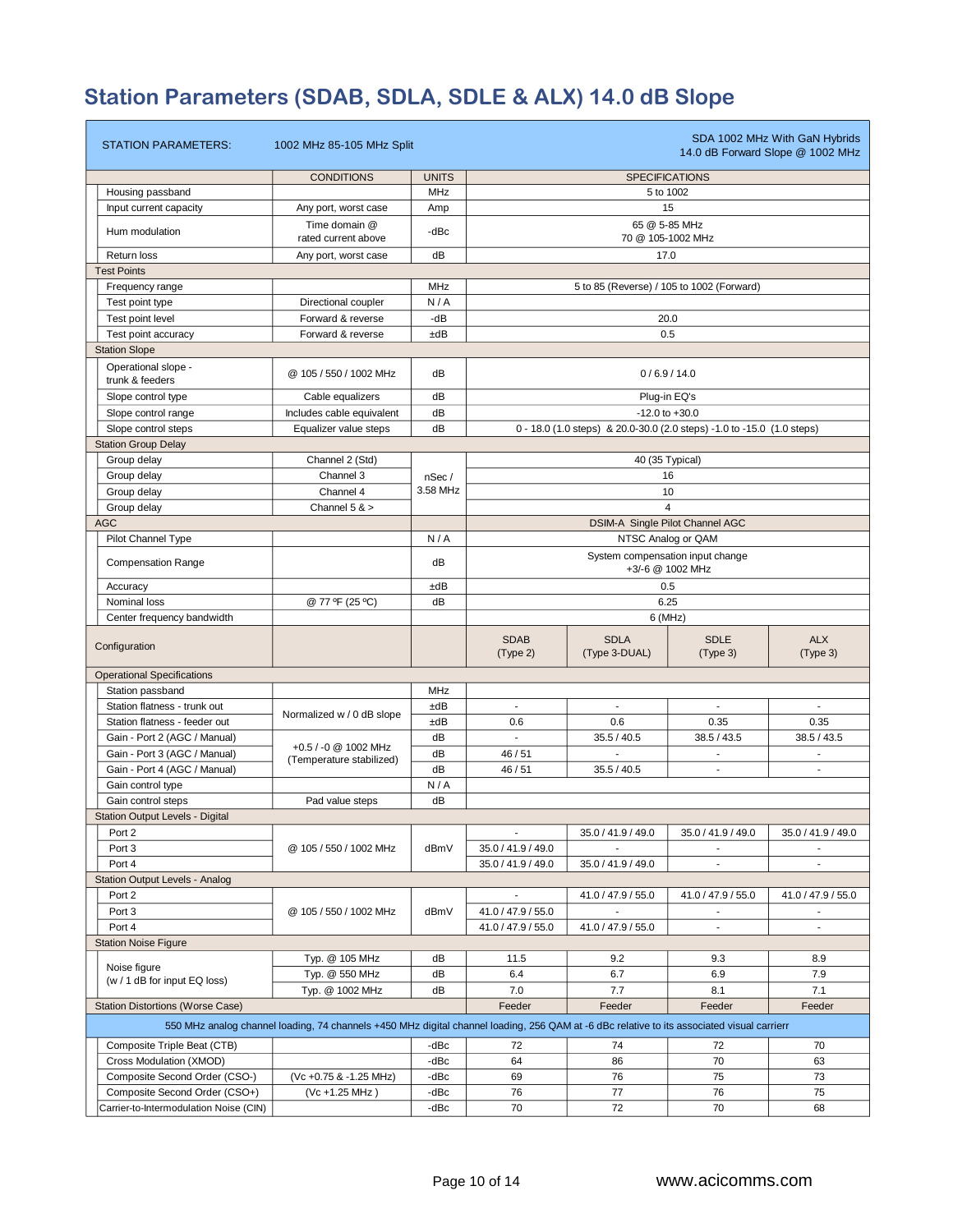# Station Parameters (SDAB, SDLA, SDLE & ALX) 14.0 dB Slope

| STATION PARAMETERS: | 1002 MHz 85-105 MHz Split | | SDA 1002 MHz With GaN Hybrids 14.0 dB Forward Slope @ 1002 MHz | | | |
|---|---|---|---|---|---|---|
| | CONDITIONS | UNITS | SPECIFICATIONS | | | |
| Housing passband | | MHz | 5 to 1002 | | | |
| Input current capacity | Any port, worst case | Amp | 15 | | | |
| Hum modulation | Time domain @ rated current above | -dBc | 65 @ 5-85 MHz 70 @ 105-1002 MHz | | | |
| Return loss | Any port, worst case | dB | 17.0 | | | |
| **Test Points** | | | | | | |
| Frequency range | | MHz | 5 to 85 (Reverse) / 105 to 1002 (Forward) | | | |
| Test point type | Directional coupler | N / A | | | | |
| Test point level | Forward & reverse | -dB | 20.0 | | | |
| Test point accuracy | Forward & reverse | ±dB | 0.5 | | | |
| **Station Slope** | | | | | | |
| Operational slope - trunk & feeders | @ 105 / 550 / 1002 MHz | dB | 0 / 6.9 / 14.0 | | | |
| Slope control type | Cable equalizers | dB | Plug-in EQ's | | | |
| Slope control range | Includes cable equivalent | dB | -12.0 to +30.0 | | | |
| Slope control steps | Equalizer value steps | dB | 0 - 18.0 (1.0 steps) & 20.0-30.0 (2.0 steps) -1.0 to -15.0 (1.0 steps) | | | |
| **Station Group Delay** | | | | | | |
| Group delay | Channel 2 (Std) | nSec / 3.58 MHz | 40 (35 Typical) | | | |
| Group delay | Channel 3 | | 16 | | | |
| Group delay | Channel 4 | | 10 | | | |
| Group delay | Channel 5 & > | | 4 | | | |
| **AGC** | | | DSIM-A Single Pilot Channel AGC | | | |
| Pilot Channel Type | | N / A | NTSC Analog or QAM | | | |
| Compensation Range | | dB | System compensation input change +3/-6 @ 1002 MHz | | | |
| Accuracy | | ±dB | 0.5 | | | |
| Nominal loss | @ 77 ºF (25 ºC) | dB | 6.25 | | | |
| Center frequency bandwidth | | | 6 (MHz) | | | |
| Configuration | | | SDAB (Type 2) | SDLA (Type 3-DUAL) | SDLE (Type 3) | ALX (Type 3) |
| **Operational Specifications** | | | | | | |
| Station passband | | MHz | | | | |
| Station flatness - trunk out | Normalized w / 0 dB slope | ±dB | - | - | - | - |
| Station flatness - feeder out | | ±dB | 0.6 | 0.6 | 0.35 | 0.35 |
| Gain - Port 2 (AGC / Manual) | +0.5 / -0 @ 1002 MHz (Temperature stabilized) | dB | - | 35.5 / 40.5 | 38.5 / 43.5 | 38.5 / 43.5 |
| Gain - Port 3 (AGC / Manual) | | dB | 46 / 51 | - | - | - |
| Gain - Port 4 (AGC / Manual) | | dB | 46 / 51 | 35.5 / 40.5 | - | - |
| Gain control type | | N / A | | | | |
| Gain control steps | Pad value steps | dB | | | | |
| **Station Output Levels - Digital** | | | | | | |
| Port 2 | @ 105 / 550 / 1002 MHz | dBmV | - | 35.0 / 41.9 / 49.0 | 35.0 / 41.9 / 49.0 | 35.0 / 41.9 / 49.0 |
| Port 3 | | | 35.0 / 41.9 / 49.0 | - | - | - |
| Port 4 | | | 35.0 / 41.9 / 49.0 | 35.0 / 41.9 / 49.0 | - | - |
| **Station Output Levels - Analog** | | | | | | |
| Port 2 | @ 105 / 550 / 1002 MHz | dBmV | - | 41.0 / 47.9 / 55.0 | 41.0 / 47.9 / 55.0 | 41.0 / 47.9 / 55.0 |
| Port 3 | | | 41.0 / 47.9 / 55.0 | - | - | - |
| Port 4 | | | 41.0 / 47.9 / 55.0 | 41.0 / 47.9 / 55.0 | - | - |
| **Station Noise Figure** | | | | | | |
| Noise figure (w / 1 dB for input EQ loss) | Typ. @ 105 MHz | dB | 11.5 | 9.2 | 9.3 | 8.9 |
| | Typ. @ 550 MHz | dB | 6.4 | 6.7 | 6.9 | 7.9 |
| | Typ. @ 1002 MHz | dB | 7.0 | 7.7 | 8.1 | 7.1 |
| **Station Distortions (Worse Case)** | | | Feeder | Feeder | Feeder | Feeder |
| 550 MHz analog channel loading, 74 channels +450 MHz digital channel loading, 256 QAM at -6 dBc relative to its associated visual carrierr | | | | | | |
| Composite Triple Beat (CTB) | | -dBc | 72 | 74 | 72 | 70 |
| Cross Modulation (XMOD) | | -dBc | 64 | 86 | 70 | 63 |
| Composite Second Order (CSO-) | (Vc +0.75 & -1.25 MHz) | -dBc | 69 | 76 | 75 | 73 |
| Composite Second Order (CSO+) | (Vc +1.25 MHz ) | -dBc | 76 | 77 | 76 | 75 |
| Carrier-to-Intermodulation Noise (CIN) | | -dBc | 70 | 72 | 70 | 68 |

www.acicomms.com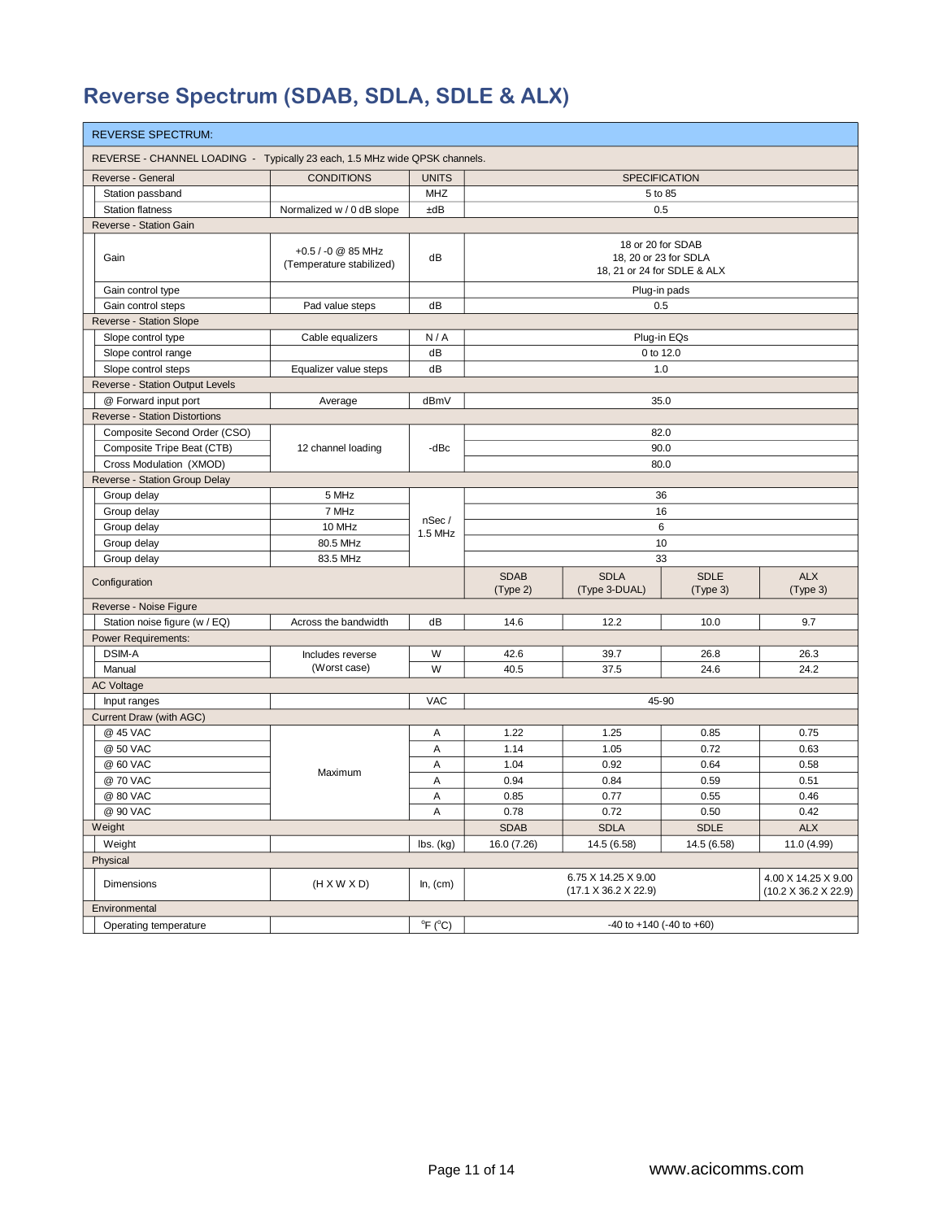## Reverse Spectrum (SDAB, SDLA, SDLE & ALX)

| REVERSE SPECTRUM: | | | | | | |
|---|---|---|---|---|---|---|
| REVERSE - CHANNEL LOADING - Typically 23 each, 1.5 MHz wide QPSK channels. | | | | | | |
| Reverse - General | CONDITIONS | UNITS | SPECIFICATION | | | |
| Station passband | | MHZ | 5 to 85 | | | |
| Station flatness | Normalized w / 0 dB slope | ±dB | 0.5 | | | |
| Reverse - Station Gain | | | | | | |
| Gain | +0.5 / -0 @ 85 MHz (Temperature stabilized) | dB | 18 or 20 for SDAB<br>18, 20 or 23 for SDLA<br>18, 21 or 24 for SDLE & ALX | | | |
| Gain control type | | | Plug-in pads | | | |
| Gain control steps | Pad value steps | dB | 0.5 | | | |
| Reverse - Station Slope | | | | | | |
| Slope control type | Cable equalizers | N / A | Plug-in EQs | | | |
| Slope control range | | dB | 0 to 12.0 | | | |
| Slope control steps | Equalizer value steps | dB | 1.0 | | | |
| Reverse - Station Output Levels | | | | | | |
| @ Forward input port | Average | dBmV | 35.0 | | | |
| Reverse - Station Distortions | | | | | | |
| Composite Second Order (CSO) | 12 channel loading | -dBc | 82.0 | | | |
| Composite Tripe Beat (CTB) | 12 channel loading | -dBc | 90.0 | | | |
| Cross Modulation (XMOD) | 12 channel loading | -dBc | 80.0 | | | |
| Reverse - Station Group Delay | | | | | | |
| Group delay | 5 MHz | nSec / 1.5 MHz | 36 | | | |
| Group delay | 7 MHz | nSec / 1.5 MHz | 16 | | | |
| Group delay | 10 MHz | nSec / 1.5 MHz | 6 | | | |
| Group delay | 80.5 MHz | nSec / 1.5 MHz | 10 | | | |
| Group delay | 83.5 MHz | nSec / 1.5 MHz | 33 | | | |
| Configuration | | | SDAB (Type 2) | SDLA (Type 3-DUAL) | SDLE (Type 3) | ALX (Type 3) |
| Reverse - Noise Figure | | | | | | |
| Station noise figure (w / EQ) | Across the bandwidth | dB | 14.6 | 12.2 | 10.0 | 9.7 |
| Power Requirements: | | | | | | |
| DSIM-A | Includes reverse (Worst case) | W | 42.6 | 39.7 | 26.8 | 26.3 |
| Manual | Includes reverse (Worst case) | W | 40.5 | 37.5 | 24.6 | 24.2 |
| AC Voltage | | | | | | |
| Input ranges | | VAC | 45-90 | | | |
| Current Draw (with AGC) | | | | | | |
| @ 45 VAC | Maximum | A | 1.22 | 1.25 | 0.85 | 0.75 |
| @ 50 VAC | Maximum | A | 1.14 | 1.05 | 0.72 | 0.63 |
| @ 60 VAC | Maximum | A | 1.04 | 0.92 | 0.64 | 0.58 |
| @ 70 VAC | Maximum | A | 0.94 | 0.84 | 0.59 | 0.51 |
| @ 80 VAC | Maximum | A | 0.85 | 0.77 | 0.55 | 0.46 |
| @ 90 VAC | Maximum | A | 0.78 | 0.72 | 0.50 | 0.42 |
| Weight | | | SDAB | SDLA | SDLE | ALX |
| Weight | | lbs. (kg) | 16.0 (7.26) | 14.5 (6.58) | 14.5 (6.58) | 11.0 (4.99) |
| Physical | | | | | | |
| Dimensions | (H X W X D) | In, (cm) | 6.75 X 14.25 X 9.00 (17.1 X 36.2 X 22.9) | | | 4.00 X 14.25 X 9.00 (10.2 X 36.2 X 22.9) |
| Environmental | | | | | | |
| Operating temperature | | °F (°C) | -40 to +140 (-40 to +60) | | | |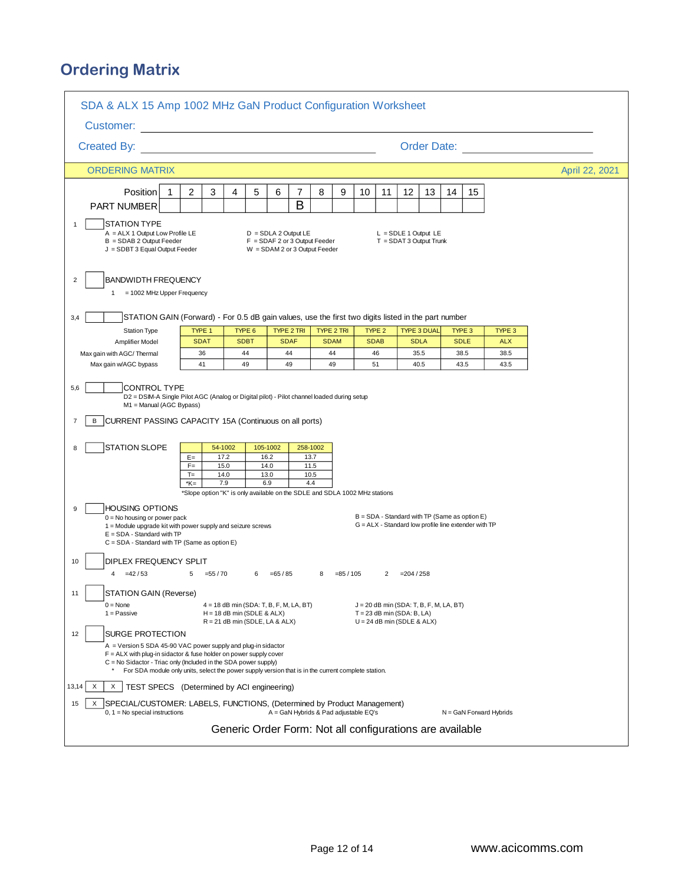# Ordering Matrix

## SDA & ALX 15 Amp 1002 MHz GaN Product Configuration Worksheet

Customer: ______________________________

Created By: ______________________________ Order Date: ______________________________

**ORDERING MATRIX** April 22, 2021

| Position | 1 | 2 | 3 | 4 | 5 | 6 | 7 | 8 | 9 | 10 | 11 | 12 | 13 | 14 | 15 |
|---|---|---|---|---|---|---|---|---|---|---|---|---|---|---|---|
| PART NUMBER | | | | | | | B | | | | | | | | |

**1 STATION TYPE**

- A = ALX 1 Output Low Profile LE
- B = SDAB 2 Output Feeder
- J = SDBT 3 Equal Output Feeder
- D = SDLA 2 Output LE
- F = SDAF 2 or 3 Output Feeder
- W = SDAM 2 or 3 Output Feeder
- L = SDLE 1 Output LE
- T = SDAT 3 Output Trunk

**2 BANDWIDTH FREQUENCY**

- 1 = 1002 MHz Upper Frequency

**3,4 STATION GAIN (Forward)** - For 0.5 dB gain values, use the first two digits listed in the part number

| Station Type | TYPE 1 | TYPE 6 | TYPE 2 TRI | TYPE 2 TRI | TYPE 2 | TYPE 3 DUAL | TYPE 3 | TYPE 3 |
|---|---|---|---|---|---|---|---|---|
| Amplifier Model | SDAT | SDBT | SDAF | SDAM | SDAB | SDLA | SDLE | ALX |
| Max gain with AGC/ Thermal | 36 | 44 | 44 | 44 | 46 | 35.5 | 38.5 | 38.5 |
| Max gain w/AGC bypass | 41 | 49 | 49 | 49 | 51 | 40.5 | 43.5 | 43.5 |

**5,6 CONTROL TYPE**

- D2 = DSIM-A Single Pilot AGC (Analog or Digital pilot) - Pilot channel loaded during setup
- M1 = Manual (AGC Bypass)

**7 [B] CURRENT PASSING CAPACITY 15A (Continuous on all ports)**

**8 STATION SLOPE**

| | 54-1002 | 105-1002 | 258-1002 |
|---|---|---|---|
| E= | 17.2 | 16.2 | 13.7 |
| F= | 15.0 | 14.0 | 11.5 |
| T= | 14.0 | 13.0 | 10.5 |
| *K= | 7.9 | 6.9 | 4.4 |

*Slope option "K" is only available on the SDLE and SDLA 1002 MHz stations

**9 HOUSING OPTIONS**

- 0 = No housing or power pack
- 1 = Module upgrade kit with power supply and seizure screws
- E = SDA - Standard with TP
- C = SDA - Standard with TP (Same as option E)
- B = SDA - Standard with TP (Same as option E)
- G = ALX - Standard low profile line extender with TP

**10 DIPLEX FREQUENCY SPLIT**

- 4 =42 / 53
- 5 =55 / 70
- 6 =65 / 85
- 8 =85 / 105
- 2 =204 / 258

**11 STATION GAIN (Reverse)**

- 0 = None
- 1 = Passive
- 4 = 18 dB min (SDA: T, B, F, M, LA, BT)
- H = 18 dB min (SDLE & ALX)
- R = 21 dB min (SDLE, LA & ALX)
- J = 20 dB min (SDA: T, B, F, M, LA, BT)
- T = 23 dB min (SDA: B, LA)
- U = 24 dB min (SDLE & ALX)

**12 SURGE PROTECTION**

- A = Version 5 SDA 45-90 VAC power supply and plug-in sidactor
- F = ALX with plug-in sidactor & fuse holder on power supply cover
- C = No Sidactor - Triac only (Included in the SDA power supply)
- * For SDA module only units, select the power supply version that is in the current complete station.

**13,14 [X] [X] TEST SPECS** (Determined by ACI engineering)

**15 [X] SPECIAL/CUSTOMER: LABELS, FUNCTIONS,** (Determined by Product Management)

- 0, 1 = No special instructions
- A = GaN Hybrids & Pad adjustable EQ's
- N = GaN Forward Hybrids

Generic Order Form: Not all configurations are available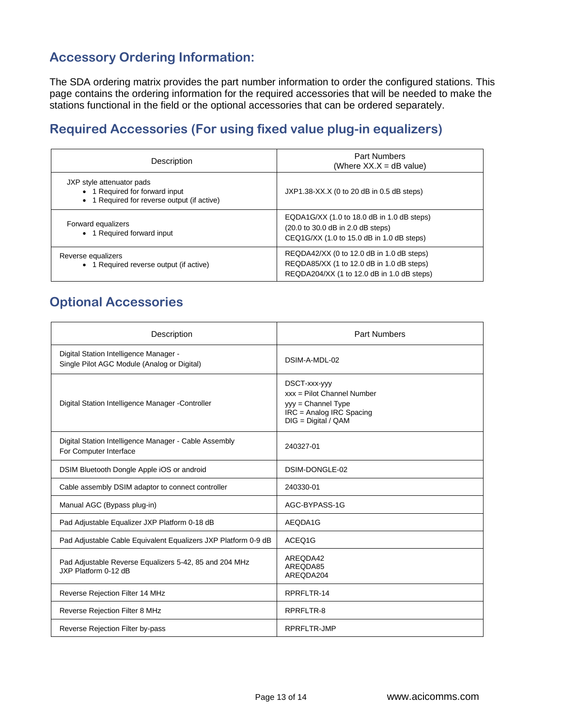## Accessory Ordering Information:

The SDA ordering matrix provides the part number information to order the configured stations. This page contains the ordering information for the required accessories that will be needed to make the stations functional in the field or the optional accessories that can be ordered separately.

## Required Accessories (For using fixed value plug-in equalizers)

| Description | Part Numbers<br>(Where XX.X = dB value) |
|---|---|
| JXP style attenuator pads<br>• 1 Required for forward input<br>• 1 Required for reverse output (if active) | JXP1.38-XX.X (0 to 20 dB in 0.5 dB steps) |
| Forward equalizers<br>• 1 Required forward input | EQDA1G/XX (1.0 to 18.0 dB in 1.0 dB steps)<br>(20.0 to 30.0 dB in 2.0 dB steps)<br>CEQ1G/XX (1.0 to 15.0 dB in 1.0 dB steps) |
| Reverse equalizers<br>• 1 Required reverse output (if active) | REQDA42/XX (0 to 12.0 dB in 1.0 dB steps)<br>REQDA85/XX (1 to 12.0 dB in 1.0 dB steps)<br>REQDA204/XX (1 to 12.0 dB in 1.0 dB steps) |

## Optional Accessories

| Description | Part Numbers |
|---|---|
| Digital Station Intelligence Manager -<br>Single Pilot AGC Module (Analog or Digital) | DSIM-A-MDL-02 |
| Digital Station Intelligence Manager -Controller | DSCT-xxx-yyy<br>xxx = Pilot Channel Number<br>yyy = Channel Type<br>IRC = Analog IRC Spacing<br>DIG = Digital / QAM |
| Digital Station Intelligence Manager - Cable Assembly<br>For Computer Interface | 240327-01 |
| DSIM Bluetooth Dongle Apple iOS or android | DSIM-DONGLE-02 |
| Cable assembly DSIM adaptor to connect controller | 240330-01 |
| Manual AGC (Bypass plug-in) | AGC-BYPASS-1G |
| Pad Adjustable Equalizer JXP Platform 0-18 dB | AEQDA1G |
| Pad Adjustable Cable Equivalent Equalizers JXP Platform 0-9 dB | ACEQ1G |
| Pad Adjustable Reverse Equalizers 5-42, 85 and 204 MHz<br>JXP Platform 0-12 dB | AREQDA42<br>AREQDA85<br>AREQDA204 |
| Reverse Rejection Filter 14 MHz | RPRFLTR-14 |
| Reverse Rejection Filter 8 MHz | RPRFLTR-8 |
| Reverse Rejection Filter by-pass | RPRFLTR-JMP |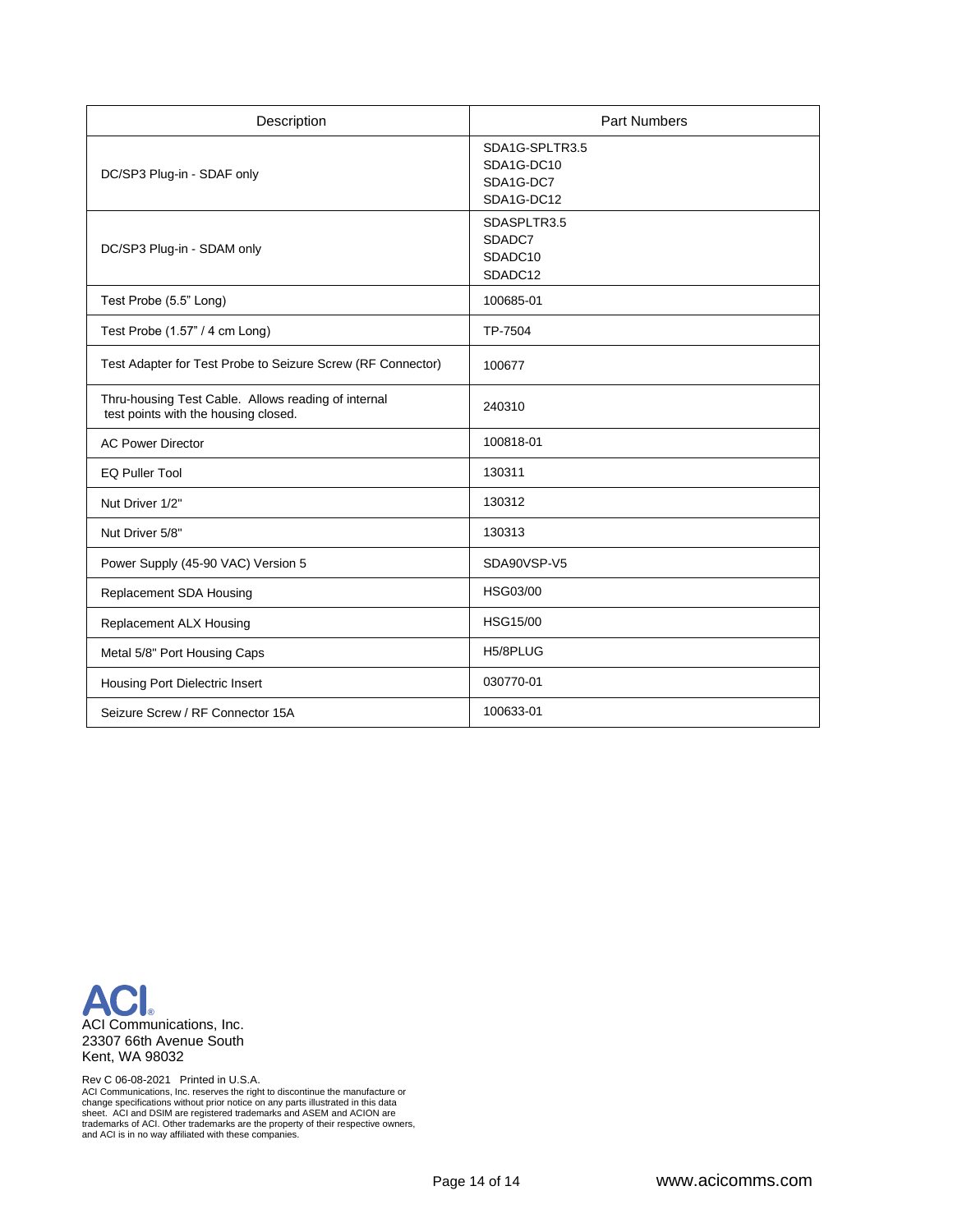| Description | Part Numbers |
|---|---|
| DC/SP3 Plug-in - SDAF only | SDA1G-SPLTR3.5<br>SDA1G-DC10<br>SDA1G-DC7<br>SDA1G-DC12 |
| DC/SP3 Plug-in - SDAM only | SDASPLTR3.5<br>SDADC7<br>SDADC10<br>SDADC12 |
| Test Probe (5.5" Long) | 100685-01 |
| Test Probe (1.57" / 4 cm Long) | TP-7504 |
| Test Adapter for Test Probe to Seizure Screw (RF Connector) | 100677 |
| Thru-housing Test Cable. Allows reading of internal test points with the housing closed. | 240310 |
| AC Power Director | 100818-01 |
| EQ Puller Tool | 130311 |
| Nut Driver 1/2" | 130312 |
| Nut Driver 5/8" | 130313 |
| Power Supply (45-90 VAC) Version 5 | SDA90VSP-V5 |
| Replacement SDA Housing | HSG03/00 |
| Replacement ALX Housing | HSG15/00 |
| Metal 5/8" Port Housing Caps | H5/8PLUG |
| Housing Port Dielectric Insert | 030770-01 |
| Seizure Screw / RF Connector 15A | 100633-01 |

ACI®

ACI Communications, Inc.
23307 66th Avenue South
Kent, WA 98032

Rev C 06-08-2021 Printed in U.S.A.
ACI Communications, Inc. reserves the right to discontinue the manufacture or change specifications without prior notice on any parts illustrated in this data sheet. ACI and DSIM are registered trademarks and ASEM and ACION are trademarks of ACI. Other trademarks are the property of their respective owners, and ACI is in no way affiliated with these companies.

www.acicomms.com